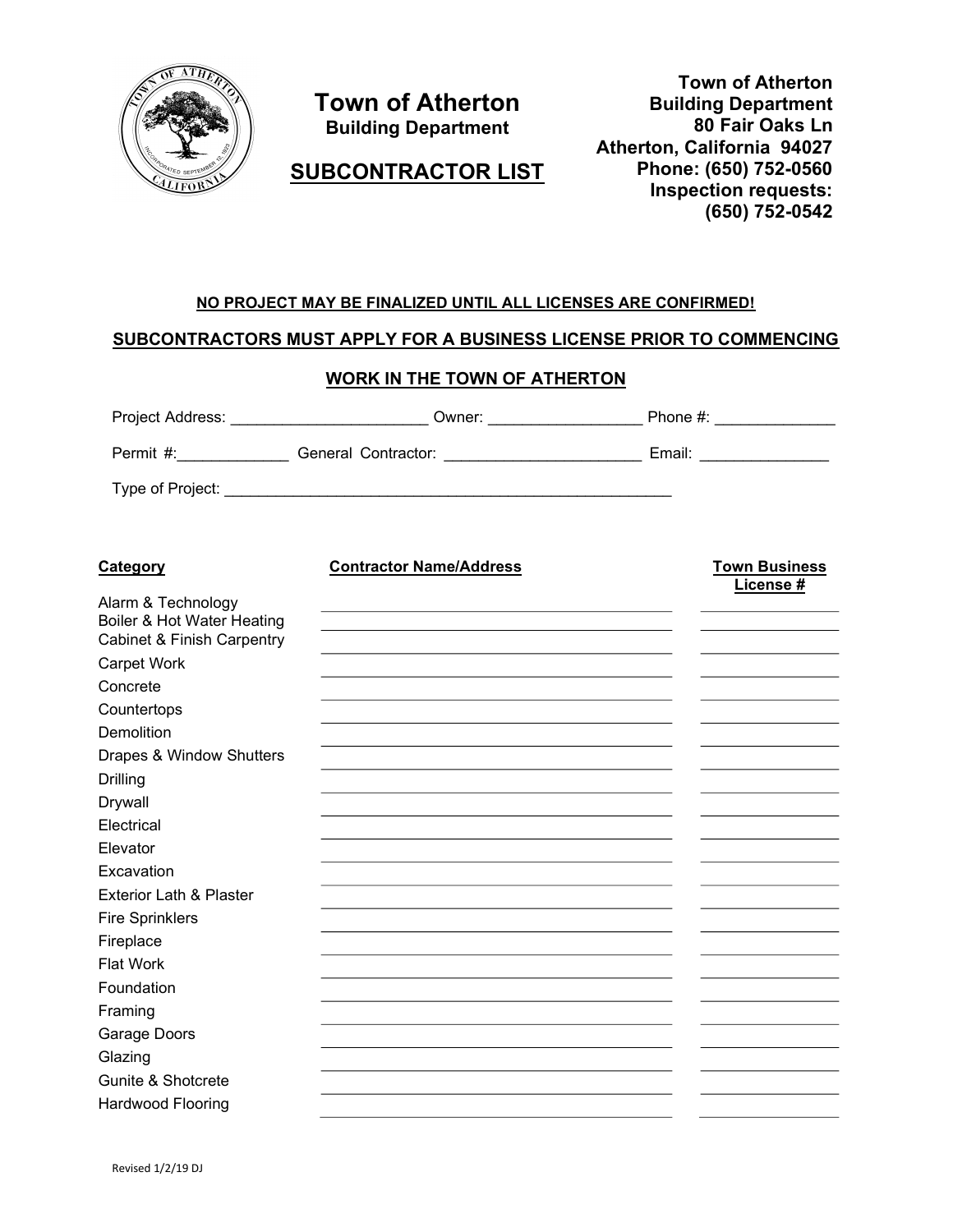# Town of Atherton

**Building Department**

## SUBCONTRACTOR LIST

**Town of Atherton**
**Building Department**
**80 Fair Oaks Ln**
**Atherton, California 94027**
**Phone: (650) 752-0560**
**Inspection requests:**
**(650) 752-0542**

**NO PROJECT MAY BE FINALIZED UNTIL ALL LICENSES ARE CONFIRMED!**

**SUBCONTRACTORS MUST APPLY FOR A BUSINESS LICENSE PRIOR TO COMMENCING WORK IN THE TOWN OF ATHERTON**

Project Address: _______________________ Owner: _________________ Phone #: _____________

Permit #:_____________ General Contractor: _______________________ Email: _______________

Type of Project: ______________________________________________________

| Category | Contractor Name/Address | Town Business License # |
|---|---|---|
| Alarm & Technology | | |
| Boiler & Hot Water Heating | | |
| Cabinet & Finish Carpentry | | |
| Carpet Work | | |
| Concrete | | |
| Countertops | | |
| Demolition | | |
| Drapes & Window Shutters | | |
| Drilling | | |
| Drywall | | |
| Electrical | | |
| Elevator | | |
| Excavation | | |
| Exterior Lath & Plaster | | |
| Fire Sprinklers | | |
| Fireplace | | |
| Flat Work | | |
| Foundation | | |
| Framing | | |
| Garage Doors | | |
| Glazing | | |
| Gunite & Shotcrete | | |
| Hardwood Flooring | | |

Revised 1/2/19 DJ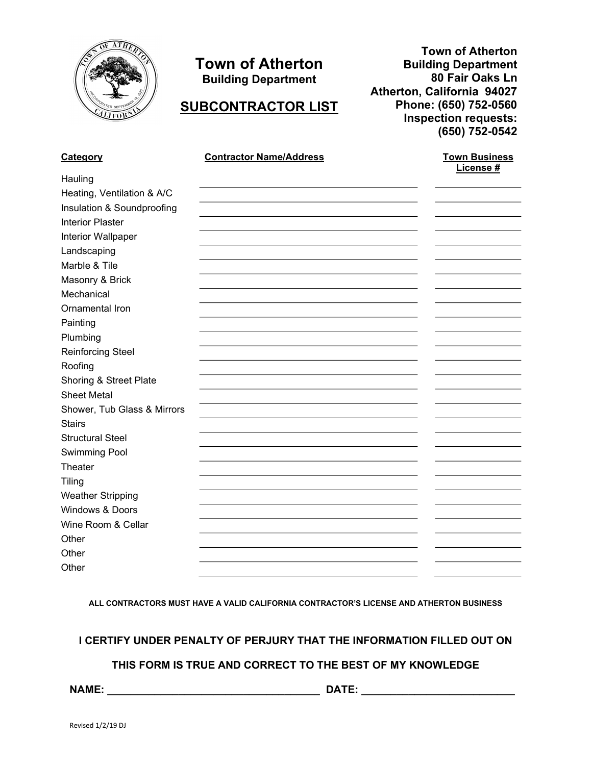# Town of Atherton

**Building Department**

## SUBCONTRACTOR LIST

**Town of Atherton**
**Building Department**
**80 Fair Oaks Ln**
**Atherton, California 94027**
**Phone: (650) 752-0560**
**Inspection requests: (650) 752-0542**

| Category | Contractor Name/Address | Town Business License # |
| --- | --- | --- |
| Hauling | | |
| Heating, Ventilation & A/C | | |
| Insulation & Soundproofing | | |
| Interior Plaster | | |
| Interior Wallpaper | | |
| Landscaping | | |
| Marble & Tile | | |
| Masonry & Brick | | |
| Mechanical | | |
| Ornamental Iron | | |
| Painting | | |
| Plumbing | | |
| Reinforcing Steel | | |
| Roofing | | |
| Shoring & Street Plate | | |
| Sheet Metal | | |
| Shower, Tub Glass & Mirrors | | |
| Stairs | | |
| Structural Steel | | |
| Swimming Pool | | |
| Theater | | |
| Tiling | | |
| Weather Stripping | | |
| Windows & Doors | | |
| Wine Room & Cellar | | |
| Other | | |
| Other | | |
| Other | | |

**ALL CONTRACTORS MUST HAVE A VALID CALIFORNIA CONTRACTOR'S LICENSE AND ATHERTON BUSINESS**

**I CERTIFY UNDER PENALTY OF PERJURY THAT THE INFORMATION FILLED OUT ON THIS FORM IS TRUE AND CORRECT TO THE BEST OF MY KNOWLEDGE**

**NAME:** ___________________________________ **DATE:** _________________________

Revised 1/2/19 DJ